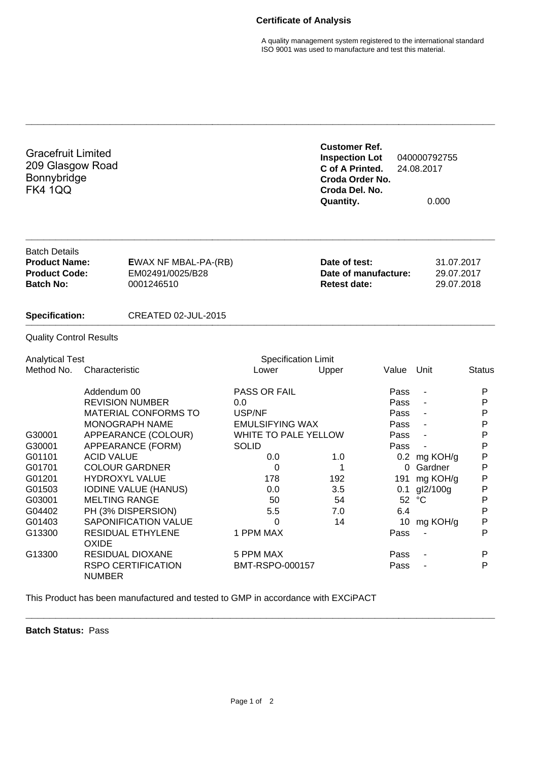# Certificate of Analysis

A quality management system registered to the international standard ISO 9001 was used to manufacture and test this material.

Gracefruit Limited
209 Glasgow Road
Bonnybridge
FK4 1QQ

**Customer Ref.**
**Inspection Lot** 040000792755
**C of A Printed.** 24.08.2017
**Croda Order No.**
**Croda Del. No.**
**Quantity.** 0.000

Batch Details

| | | | |
|---|---|---|---|
| **Product Name:** | **E**WAX NF MBAL-PA-(RB) | **Date of test:** | 31.07.2017 |
| **Product Code:** | EM02491/0025/B28 | **Date of manufacture:** | 29.07.2017 |
| **Batch No:** | 0001246510 | **Retest date:** | 29.07.2018 |

**Specification:** CREATED 02-JUL-2015

Quality Control Results

| Analytical Test Method No. | Characteristic | Specification Limit Lower | Upper | Value | Unit | Status |
|---|---|---|---|---|---|---|
| | Addendum 00 | PASS OR FAIL | | Pass | - | P |
| | REVISION NUMBER | 0.0 | | Pass | - | P |
| | MATERIAL CONFORMS TO | USP/NF | | Pass | - | P |
| | MONOGRAPH NAME | EMULSIFYING WAX | | Pass | - | P |
| G30001 | APPEARANCE (COLOUR) | WHITE TO PALE YELLOW | | Pass | - | P |
| G30001 | APPEARANCE (FORM) | SOLID | | Pass | - | P |
| G01101 | ACID VALUE | 0.0 | 1.0 | 0.2 | mg KOH/g | P |
| G01701 | COLOUR GARDNER | 0 | 1 | 0 | Gardner | P |
| G01201 | HYDROXYL VALUE | 178 | 192 | 191 | mg KOH/g | P |
| G01503 | IODINE VALUE (HANUS) | 0.0 | 3.5 | 0.1 | gI2/100g | P |
| G03001 | MELTING RANGE | 50 | 54 | 52 | °C | P |
| G04402 | PH (3% DISPERSION) | 5.5 | 7.0 | 6.4 | | P |
| G01403 | SAPONIFICATION VALUE | 0 | 14 | 10 | mg KOH/g | P |
| G13300 | RESIDUAL ETHYLENE OXIDE | 1 PPM MAX | | Pass | - | P |
| G13300 | RESIDUAL DIOXANE | 5 PPM MAX | | Pass | - | P |
| | RSPO CERTIFICATION NUMBER | BMT-RSPO-000157 | | Pass | - | P |

This Product has been manufactured and tested to GMP in accordance with EXCiPACT

**Batch Status:** Pass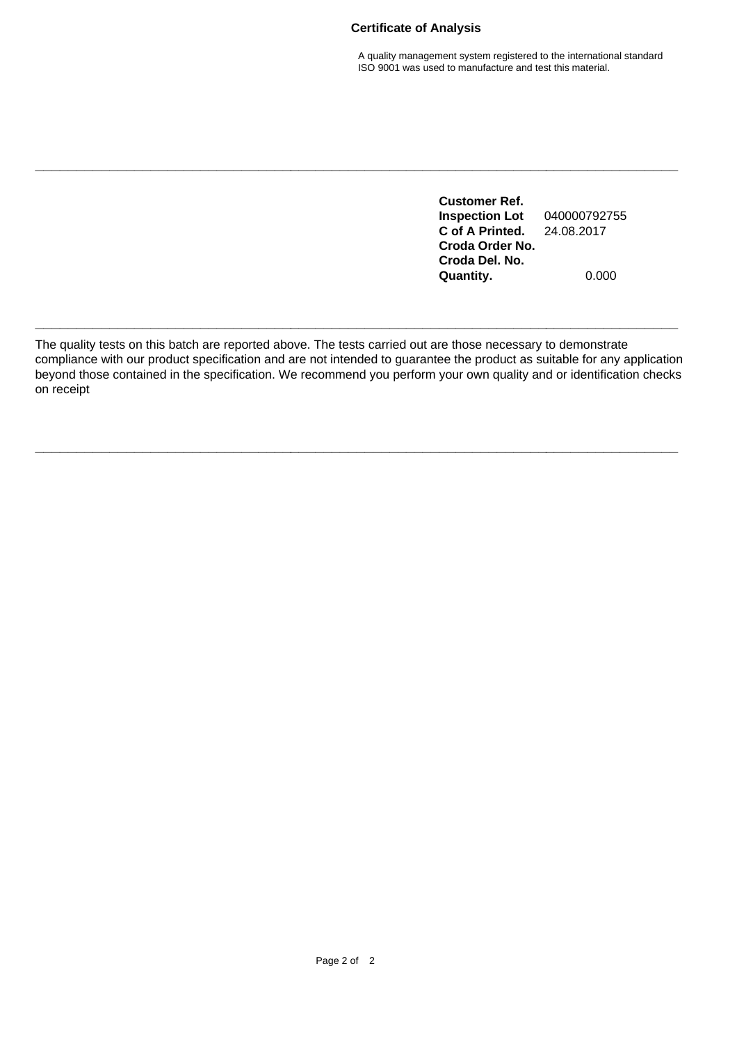**Certificate of Analysis**

A quality management system registered to the international standard ISO 9001 was used to manufacture and test this material.

---

| | |
|---|---|
| **Customer Ref.** | |
| **Inspection Lot** | 040000792755 |
| **C of A Printed.** | 24.08.2017 |
| **Croda Order No.** | |
| **Croda Del. No.** | |
| **Quantity.** | 0.000 |

---

The quality tests on this batch are reported above. The tests carried out are those necessary to demonstrate compliance with our product specification and are not intended to guarantee the product as suitable for any application beyond those contained in the specification. We recommend you perform your own quality and or identification checks on receipt

---